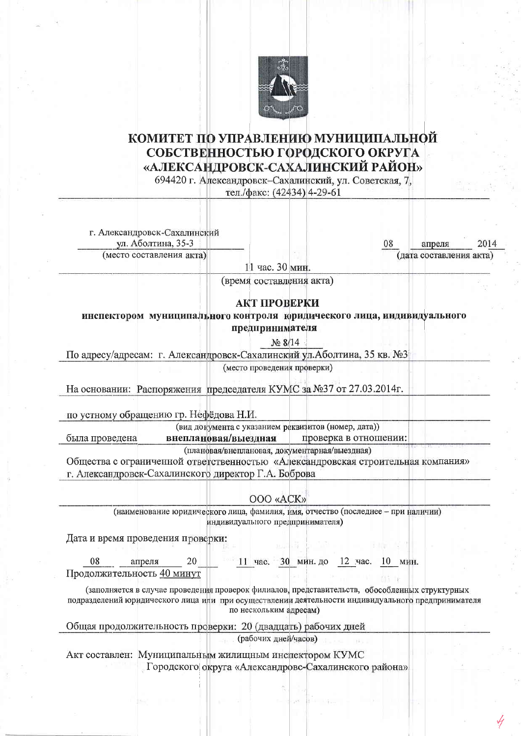# КОМИТЕТ ПО УПРАВЛЕНИЮ МУНИЦИПАЛЬНОЙ СОБСТВЕННОСТЬЮ ГОРОДСКОГО ОКРУГА «АЛЕКСАНДРОВСК-САХАЛИНСКИЙ РАЙОН»

694420 г. Александровск–Сахалинский, ул. Советская, 7,
тел./факс: (42434) 4-29-61

г. Александровск-Сахалинский
ул. Аболтина, 35-3
(место составления акта)

08 апреля 2014
(дата составления акта)

11 час. 30 мин.
(время составления акта)

## АКТ ПРОВЕРКИ

### инспектором муниципального контроля юридического лица, индивидуального предпринимателя

№ 8/14

По адресу/адресам: г. Александровск-Сахалинский ул.Аболтина, 35 кв. №3
(место проведения проверки)

На основании: Распоряжения председателя КУМС за №37 от 27.03.2014г.

по устному обращению гр. Нефёдова Н.И.
(вид документа с указанием реквизитов (номер, дата))

была проведена **внеплановая/выездная** проверка в отношении:
(плановая/внеплановая, документарная/выездная)

Общества с ограниченной ответственностью «Александровская строительная компания» г. Александровск-Сахалинского директор Г.А. Боброва

ООО «АСК»
(наименование юридического лица, фамилия, имя, отчество (последнее – при наличии) индивидуального предпринимателя)

Дата и время проведения проверки:

08 апреля 20 11 час. 30 мин. до 12 час. 10 мин.
Продолжительность 40 минут

(заполняется в случае проведения проверок филиалов, представительств, обособленных структурных подразделений юридического лица или при осуществлении деятельности индивидуального предпринимателя по нескольким адресам)

Общая продолжительность проверки: 20 (двадцать) рабочих дней
(рабочих дней/часов)

Акт составлен: Муниципальным жилищным инспектором КУМС Городского округа «Александровс-Сахалинского района»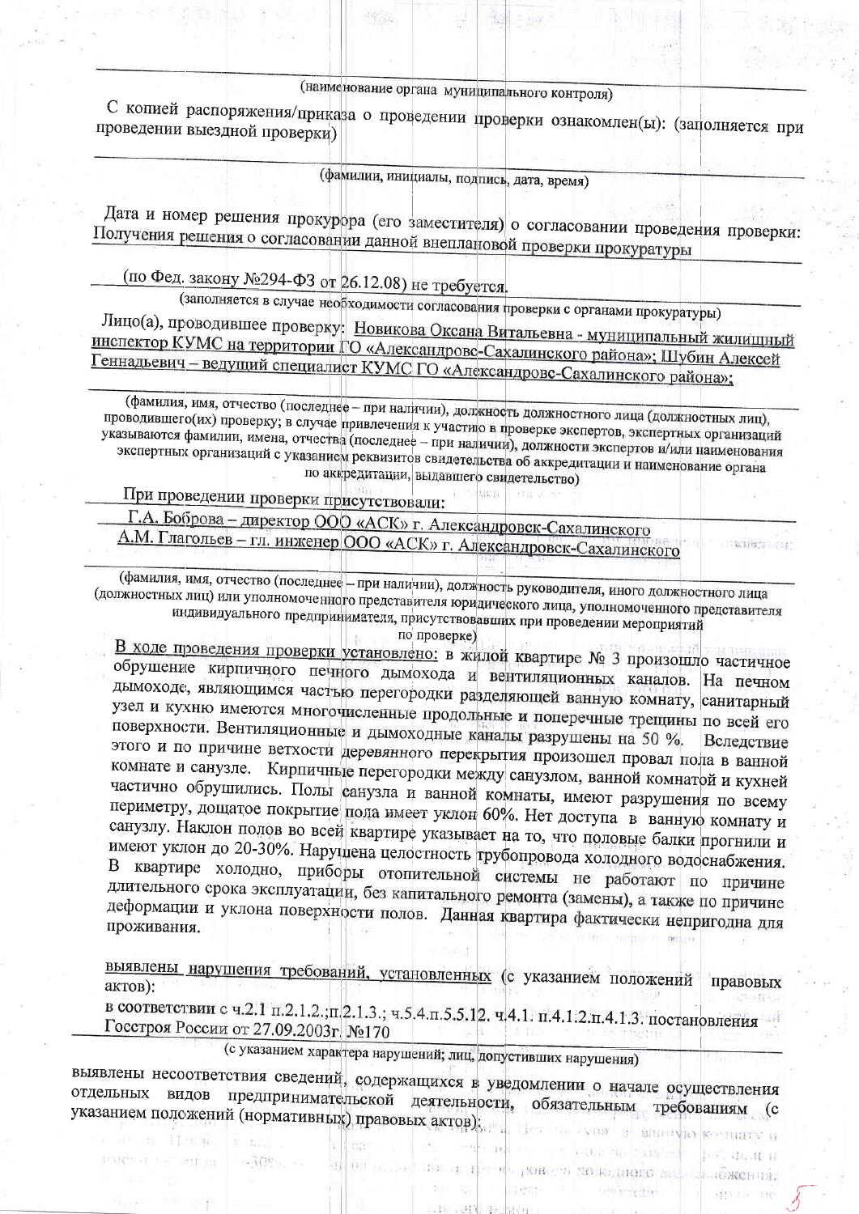(наименование органа муниципального контроля)

С копией распоряжения/приказа о проведении проверки ознакомлен(ы): (заполняется при проведении выездной проверки)

(фамилии, инициалы, подпись, дата, время)

Дата и номер решения прокурора (его заместителя) о согласовании проведения проверки: Получения решения о согласовании данной внеплановой проверки прокуратуры

(по Фед. закону №294-ФЗ от 26.12.08) не требуется.

(заполняется в случае необходимости согласования проверки с органами прокуратуры)

Лицо(а), проводившее проверку: Новикова Оксана Витальевна - муниципальный жилищный инспектор КУМС на территории ГО «Александровс-Сахалинского района»; Шубин Алексей Геннадьевич – ведущий специалист КУМС ГО «Александровс-Сахалинского района»;

(фамилия, имя, отчество (последнее – при наличии), должность должностного лица (должностных лиц), проводившего(их) проверку; в случае привлечения к участию в проверке экспертов, экспертных организаций указываются фамилии, имена, отчества (последнее – при наличии), должности экспертов и/или наименования экспертных организаций с указанием реквизитов свидетельства об аккредитации и наименование органа по аккредитации, выдавшего свидетельство)

При проведении проверки присутствовали:

Г.А. Боброва – директор ООО «АСК» г. Александровск-Сахалинского

А.М. Глагольев – гл. инженер ООО «АСК» г. Александровск-Сахалинского

(фамилия, имя, отчество (последнее – при наличии), должность руководителя, иного должностного лица (должностных лиц) или уполномоченного представителя юридического лица, уполномоченного представителя индивидуального предпринимателя, присутствовавших при проведении мероприятий по проверке)

В ходе проведения проверки установлено: в жилой квартире № 3 произошло частичное обрушение кирпичного печного дымохода и вентиляционных каналов. На печном дымоходе, являющимся частью перегородки разделяющей ванную комнату, санитарный узел и кухню имеются многочисленные продольные и поперечные трещины по всей его поверхности. Вентиляционные и дымоходные каналы разрушены на 50 %. Вследствие этого и по причине ветхости деревянного перекрытия произошел провал пола в ванной комнате и санузле. Кирпичные перегородки между санузлом, ванной комнатой и кухней частично обрушились. Полы санузла и ванной комнаты, имеют разрушения по всему периметру, дощатое покрытие пола имеет уклон 60%. Нет доступа в ванную комнату и санузлу. Наклон полов во всей квартире указывает на то, что половые балки прогнили и имеют уклон до 20-30%. Нарушена целостность трубопровода холодного водоснабжения. В квартире холодно, приборы отопительной системы не работают по причине длительного срока эксплуатации, без капитального ремонта (замены), а также по причине деформации и уклона поверхности полов. Данная квартира фактически непригодна для проживания.

выявлены нарушения требований, установленных (с указанием положений правовых актов):

в соответствии с ч.2.1 п.2.1.2.;п.2.1.3.; ч.5.4.п.5.5.12. ч.4.1. п.4.1.2.п.4.1.3. постановления Госстроя России от 27.09.2003г. №170

(с указанием характера нарушений; лиц, допустивших нарушения)

выявлены несоответствия сведений, содержащихся в уведомлении о начале осуществления отдельных видов предпринимательской деятельности, обязательным требованиям (с указанием положений (нормативных) правовых актов):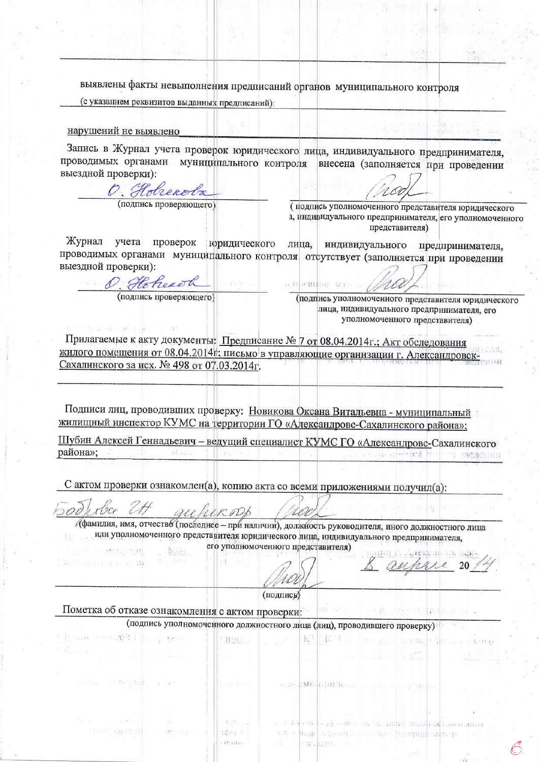выявлены факты невыполнения предписаний органов муниципального контроля

(с указанием реквизитов выданных предписаний):

нарушений не выявлено

Запись в Журнал учета проверок юридического лица, индивидуального предпринимателя, проводимых органами муниципального контроля внесена (заполняется при проведении выездной проверки):

О. Новикова

(подпись проверяющего)

(подпись уполномоченного представителя юридического лица, индивидуального предпринимателя, его уполномоченного представителя)

Журнал учета проверок юридического лица, индивидуального предпринимателя, проводимых органами муниципального контроля отсутствует (заполняется при проведении выездной проверки):

О. Новикова

(подпись проверяющего)

(подпись уполномоченного представителя юридического лица, индивидуального предпринимателя, его уполномоченного представителя)

Прилагаемые к акту документы: Предписание № 7 от 08.04.2014г.; Акт обследования жилого помещения от 08.04.2014г.; письмо в управляющие организации г. Александровск-Сахалинского за исх. № 498 от 07.03.2014г.

Подписи лиц, проводивших проверку: Новикова Оксана Витальевна - муниципальный жилищный инспектор КУМС на территории ГО «Александровс-Сахалинского района»;

Шубин Алексей Геннадьевич – ведущий специалист КУМС ГО «Александровс-Сахалинского района»;

С актом проверки ознакомлен(а), копию акта со всеми приложениями получил(а):

Бобрикова ЗИ директор

(фамилия, имя, отчество (последнее – при наличии), должность руководителя, иного должностного лица или уполномоченного представителя юридического лица, индивидуального предпринимателя, его уполномоченного представителя)

8 апреля 2014

(подпись)

Пометка об отказе ознакомления с актом проверки:

(подпись уполномоченного должностного лица (лиц), проводившего проверку)